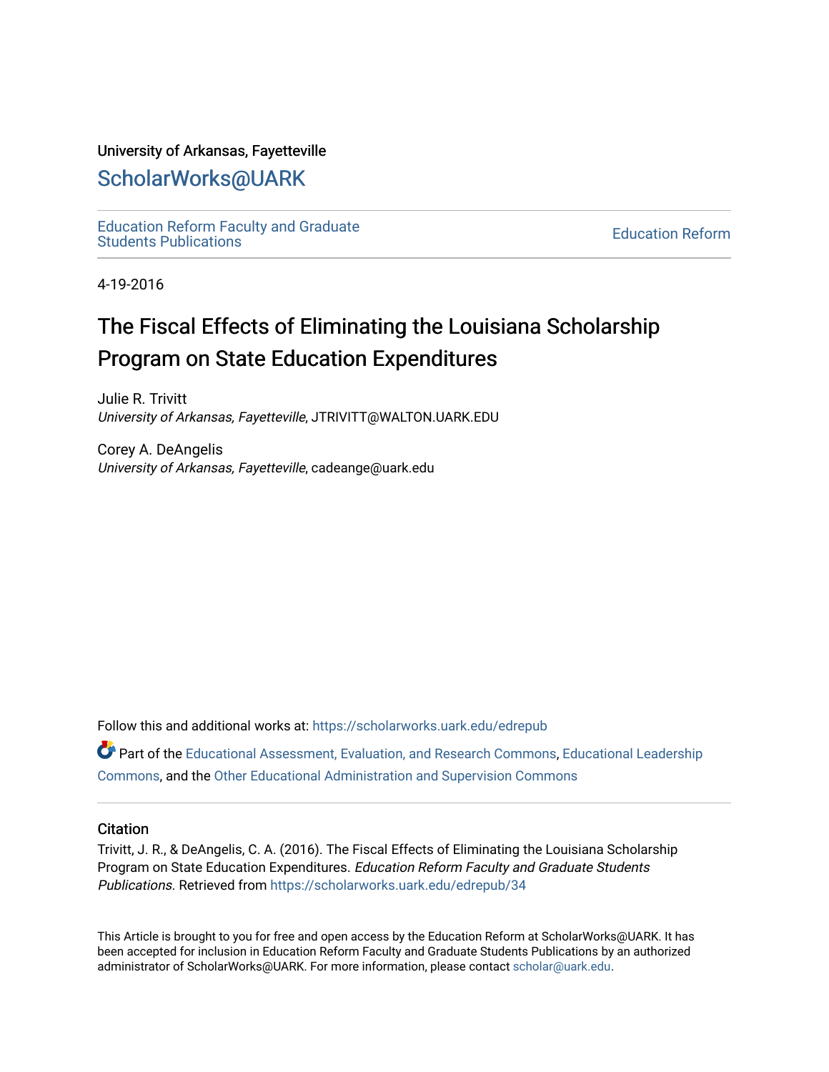University of Arkansas, Fayetteville

# ScholarWorks@UARK

Education Reform Faculty and Graduate Students Publications

Education Reform

4-19-2016

# The Fiscal Effects of Eliminating the Louisiana Scholarship Program on State Education Expenditures

Julie R. Trivitt
*University of Arkansas, Fayetteville*, JTRIVITT@WALTON.UARK.EDU

Corey A. DeAngelis
*University of Arkansas, Fayetteville*, cadeange@uark.edu

Follow this and additional works at: https://scholarworks.uark.edu/edrepub

Part of the Educational Assessment, Evaluation, and Research Commons, Educational Leadership Commons, and the Other Educational Administration and Supervision Commons

## Citation

Trivitt, J. R., & DeAngelis, C. A. (2016). The Fiscal Effects of Eliminating the Louisiana Scholarship Program on State Education Expenditures. *Education Reform Faculty and Graduate Students Publications*. Retrieved from https://scholarworks.uark.edu/edrepub/34

This Article is brought to you for free and open access by the Education Reform at ScholarWorks@UARK. It has been accepted for inclusion in Education Reform Faculty and Graduate Students Publications by an authorized administrator of ScholarWorks@UARK. For more information, please contact scholar@uark.edu.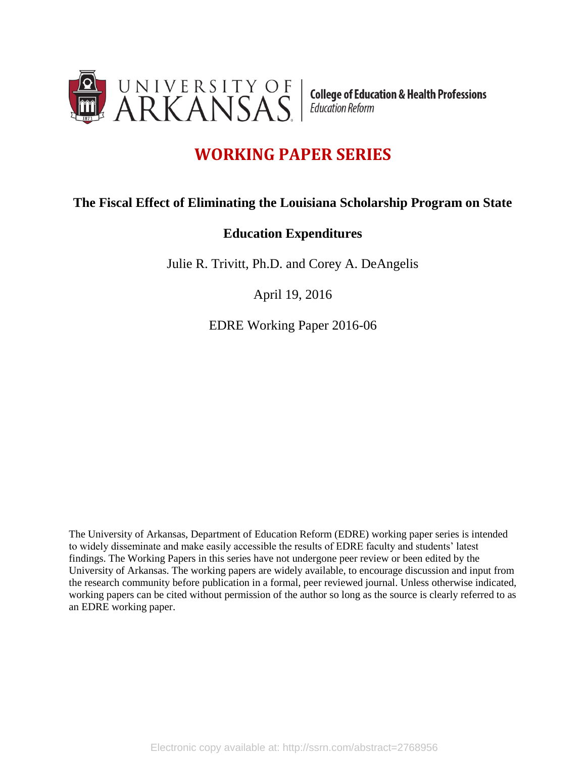# WORKING PAPER SERIES

## The Fiscal Effect of Eliminating the Louisiana Scholarship Program on State Education Expenditures

Julie R. Trivitt, Ph.D. and Corey A. DeAngelis

April 19, 2016

EDRE Working Paper 2016-06

The University of Arkansas, Department of Education Reform (EDRE) working paper series is intended to widely disseminate and make easily accessible the results of EDRE faculty and students' latest findings. The Working Papers in this series have not undergone peer review or been edited by the University of Arkansas. The working papers are widely available, to encourage discussion and input from the research community before publication in a formal, peer reviewed journal. Unless otherwise indicated, working papers can be cited without permission of the author so long as the source is clearly referred to as an EDRE working paper.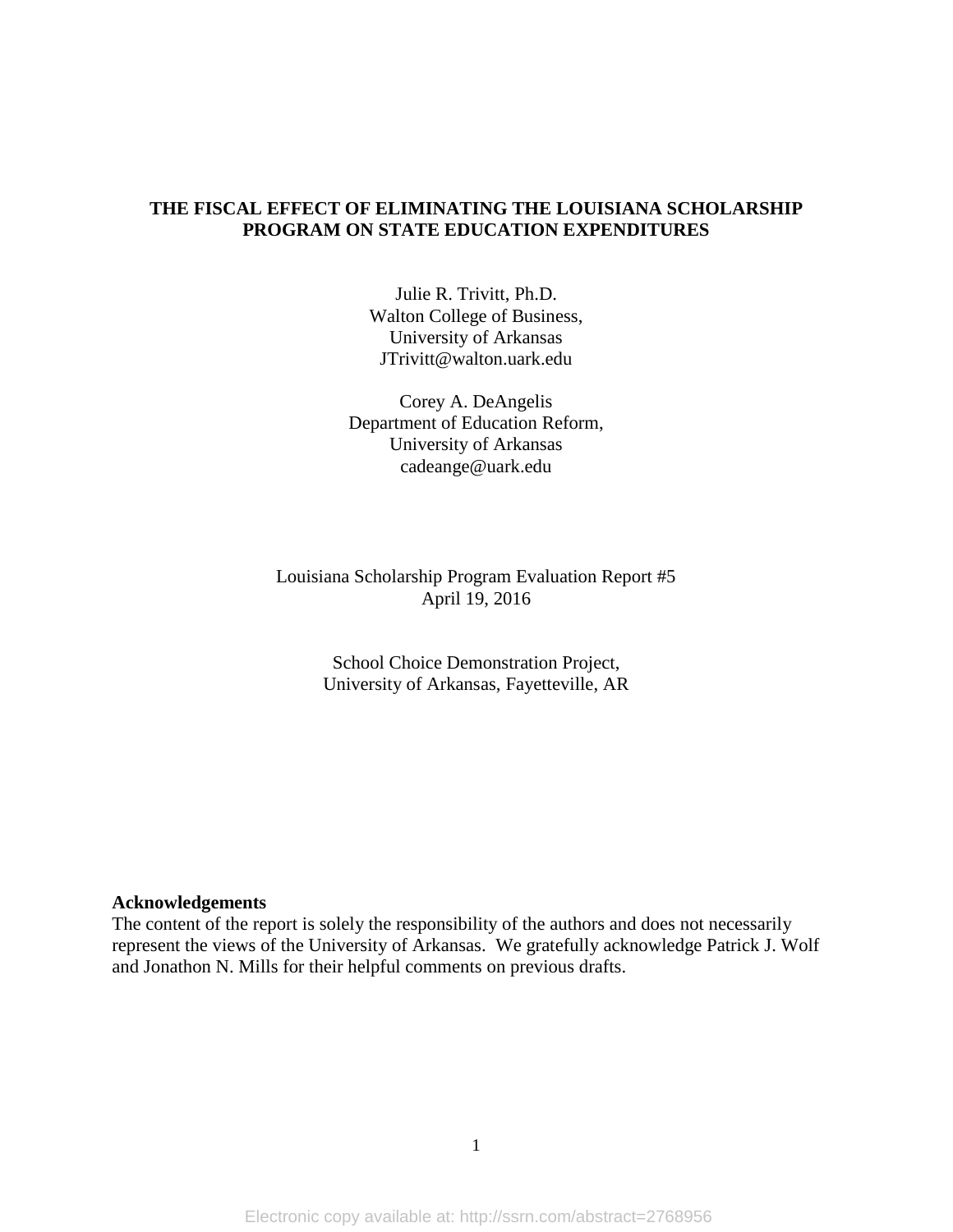**THE FISCAL EFFECT OF ELIMINATING THE LOUISIANA SCHOLARSHIP PROGRAM ON STATE EDUCATION EXPENDITURES**

Julie R. Trivitt, Ph.D.
Walton College of Business,
University of Arkansas
JTrivitt@walton.uark.edu

Corey A. DeAngelis
Department of Education Reform,
University of Arkansas
cadeange@uark.edu

Louisiana Scholarship Program Evaluation Report #5
April 19, 2016

School Choice Demonstration Project,
University of Arkansas, Fayetteville, AR

**Acknowledgements**
The content of the report is solely the responsibility of the authors and does not necessarily represent the views of the University of Arkansas. We gratefully acknowledge Patrick J. Wolf and Jonathon N. Mills for their helpful comments on previous drafts.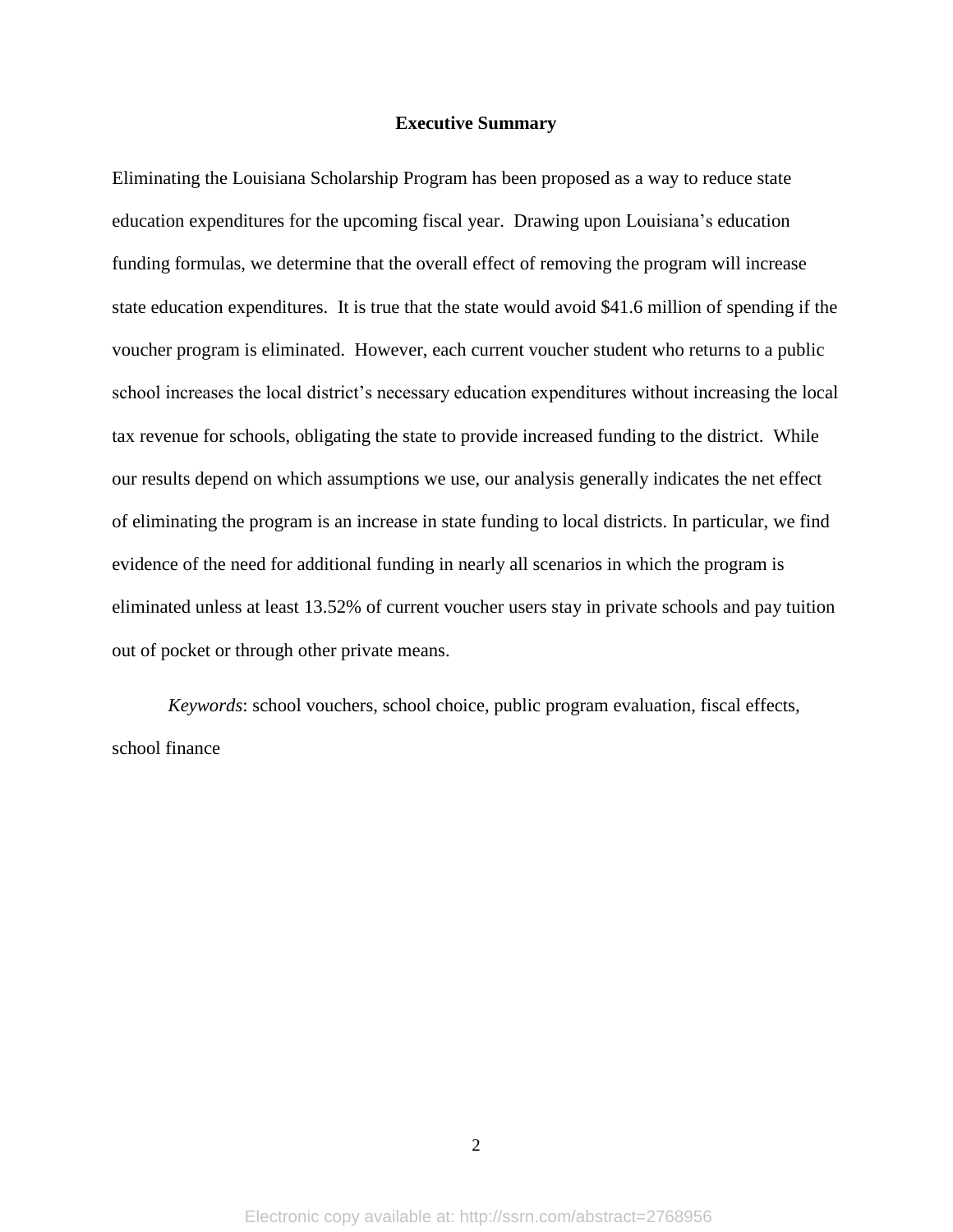## Executive Summary

Eliminating the Louisiana Scholarship Program has been proposed as a way to reduce state education expenditures for the upcoming fiscal year. Drawing upon Louisiana's education funding formulas, we determine that the overall effect of removing the program will increase state education expenditures. It is true that the state would avoid $41.6 million of spending if the voucher program is eliminated. However, each current voucher student who returns to a public school increases the local district's necessary education expenditures without increasing the local tax revenue for schools, obligating the state to provide increased funding to the district. While our results depend on which assumptions we use, our analysis generally indicates the net effect of eliminating the program is an increase in state funding to local districts. In particular, we find evidence of the need for additional funding in nearly all scenarios in which the program is eliminated unless at least 13.52% of current voucher users stay in private schools and pay tuition out of pocket or through other private means.

*Keywords*: school vouchers, school choice, public program evaluation, fiscal effects, school finance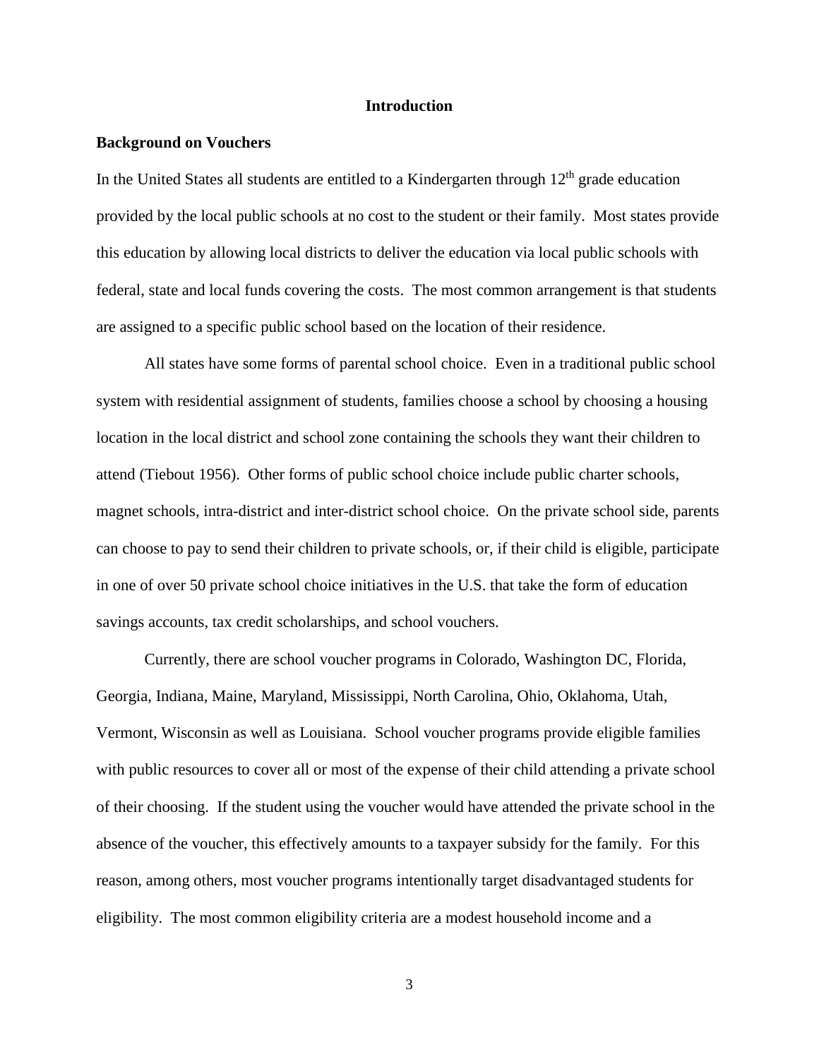# Introduction

## Background on Vouchers

In the United States all students are entitled to a Kindergarten through 12th grade education provided by the local public schools at no cost to the student or their family. Most states provide this education by allowing local districts to deliver the education via local public schools with federal, state and local funds covering the costs. The most common arrangement is that students are assigned to a specific public school based on the location of their residence.

All states have some forms of parental school choice. Even in a traditional public school system with residential assignment of students, families choose a school by choosing a housing location in the local district and school zone containing the schools they want their children to attend (Tiebout 1956). Other forms of public school choice include public charter schools, magnet schools, intra-district and inter-district school choice. On the private school side, parents can choose to pay to send their children to private schools, or, if their child is eligible, participate in one of over 50 private school choice initiatives in the U.S. that take the form of education savings accounts, tax credit scholarships, and school vouchers.

Currently, there are school voucher programs in Colorado, Washington DC, Florida, Georgia, Indiana, Maine, Maryland, Mississippi, North Carolina, Ohio, Oklahoma, Utah, Vermont, Wisconsin as well as Louisiana. School voucher programs provide eligible families with public resources to cover all or most of the expense of their child attending a private school of their choosing. If the student using the voucher would have attended the private school in the absence of the voucher, this effectively amounts to a taxpayer subsidy for the family. For this reason, among others, most voucher programs intentionally target disadvantaged students for eligibility. The most common eligibility criteria are a modest household income and a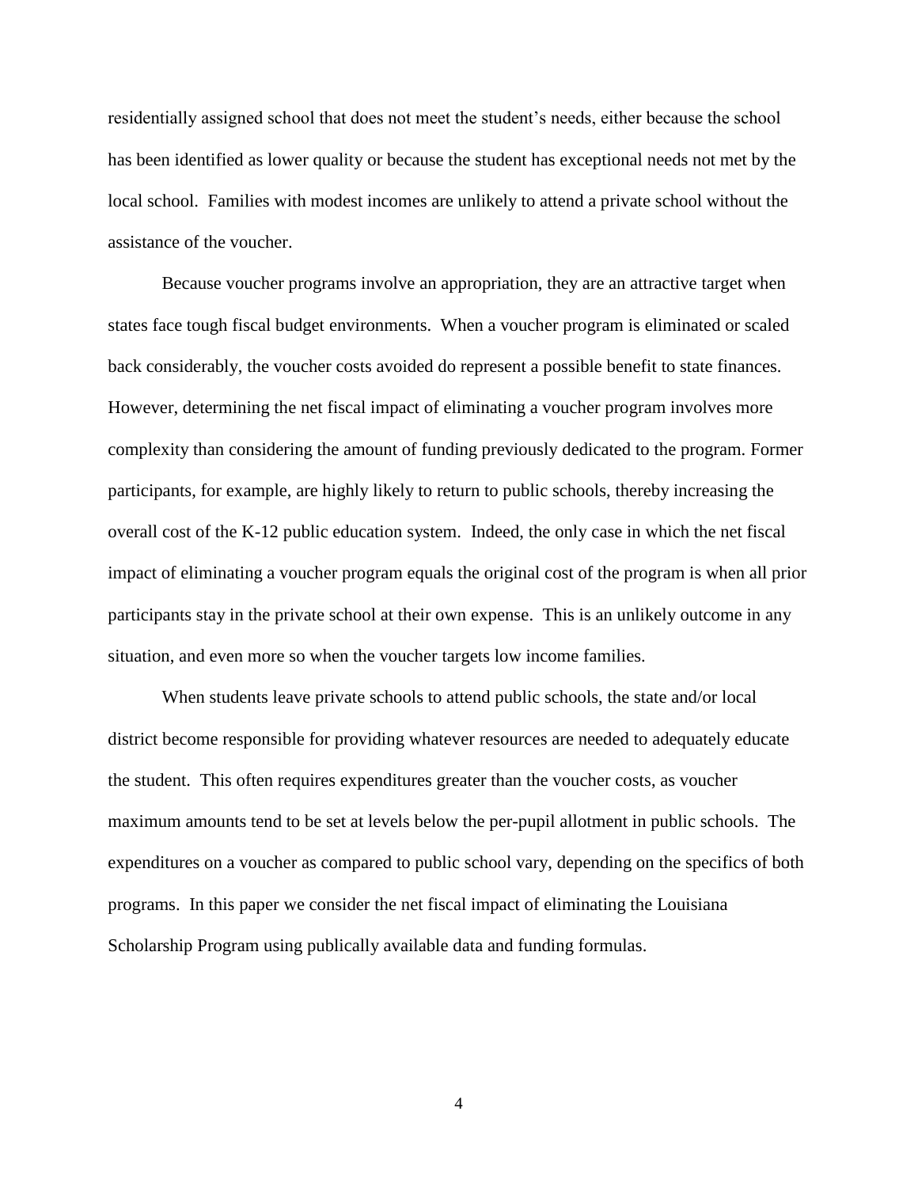residentially assigned school that does not meet the student's needs, either because the school has been identified as lower quality or because the student has exceptional needs not met by the local school. Families with modest incomes are unlikely to attend a private school without the assistance of the voucher.

Because voucher programs involve an appropriation, they are an attractive target when states face tough fiscal budget environments. When a voucher program is eliminated or scaled back considerably, the voucher costs avoided do represent a possible benefit to state finances. However, determining the net fiscal impact of eliminating a voucher program involves more complexity than considering the amount of funding previously dedicated to the program. Former participants, for example, are highly likely to return to public schools, thereby increasing the overall cost of the K-12 public education system. Indeed, the only case in which the net fiscal impact of eliminating a voucher program equals the original cost of the program is when all prior participants stay in the private school at their own expense. This is an unlikely outcome in any situation, and even more so when the voucher targets low income families.

When students leave private schools to attend public schools, the state and/or local district become responsible for providing whatever resources are needed to adequately educate the student. This often requires expenditures greater than the voucher costs, as voucher maximum amounts tend to be set at levels below the per-pupil allotment in public schools. The expenditures on a voucher as compared to public school vary, depending on the specifics of both programs. In this paper we consider the net fiscal impact of eliminating the Louisiana Scholarship Program using publically available data and funding formulas.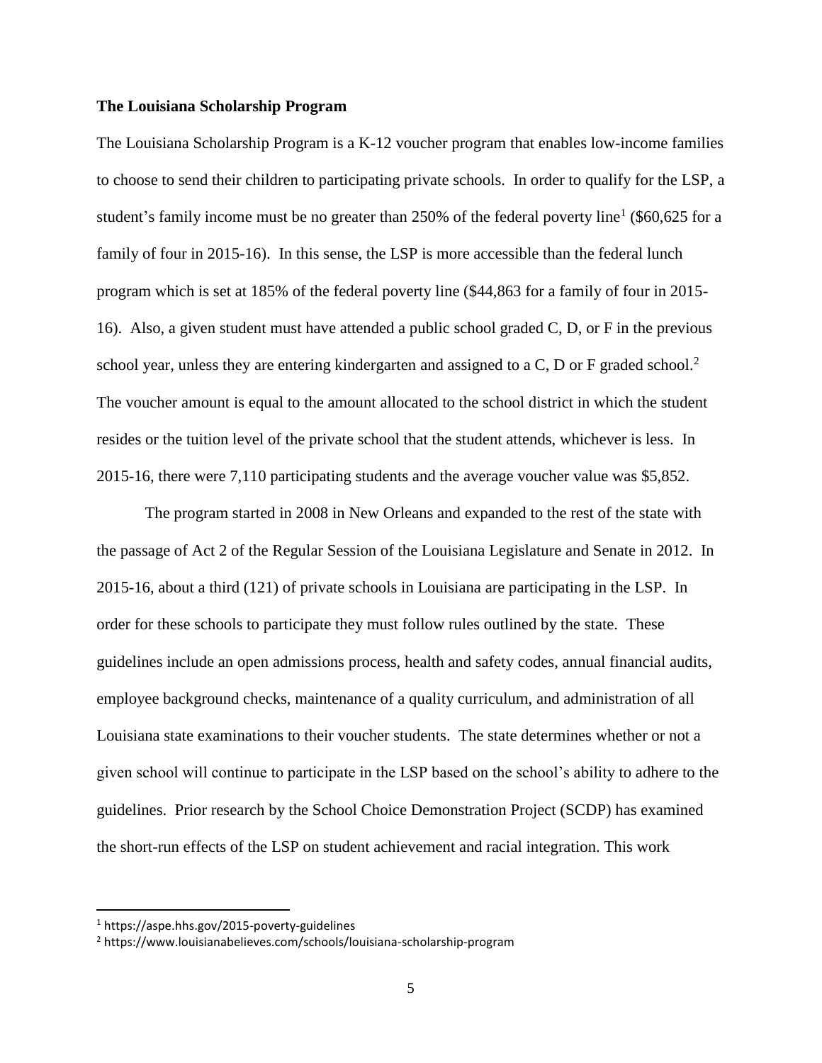**The Louisiana Scholarship Program**

The Louisiana Scholarship Program is a K-12 voucher program that enables low-income families to choose to send their children to participating private schools. In order to qualify for the LSP, a student's family income must be no greater than 250% of the federal poverty line[1] ($60,625 for a family of four in 2015-16). In this sense, the LSP is more accessible than the federal lunch program which is set at 185% of the federal poverty line ($44,863 for a family of four in 2015-16). Also, a given student must have attended a public school graded C, D, or F in the previous school year, unless they are entering kindergarten and assigned to a C, D or F graded school.[2] The voucher amount is equal to the amount allocated to the school district in which the student resides or the tuition level of the private school that the student attends, whichever is less. In 2015-16, there were 7,110 participating students and the average voucher value was $5,852.

The program started in 2008 in New Orleans and expanded to the rest of the state with the passage of Act 2 of the Regular Session of the Louisiana Legislature and Senate in 2012. In 2015-16, about a third (121) of private schools in Louisiana are participating in the LSP. In order for these schools to participate they must follow rules outlined by the state. These guidelines include an open admissions process, health and safety codes, annual financial audits, employee background checks, maintenance of a quality curriculum, and administration of all Louisiana state examinations to their voucher students. The state determines whether or not a given school will continue to participate in the LSP based on the school's ability to adhere to the guidelines. Prior research by the School Choice Demonstration Project (SCDP) has examined the short-run effects of the LSP on student achievement and racial integration. This work

[1] https://aspe.hhs.gov/2015-poverty-guidelines

[2] https://www.louisianabelieves.com/schools/louisiana-scholarship-program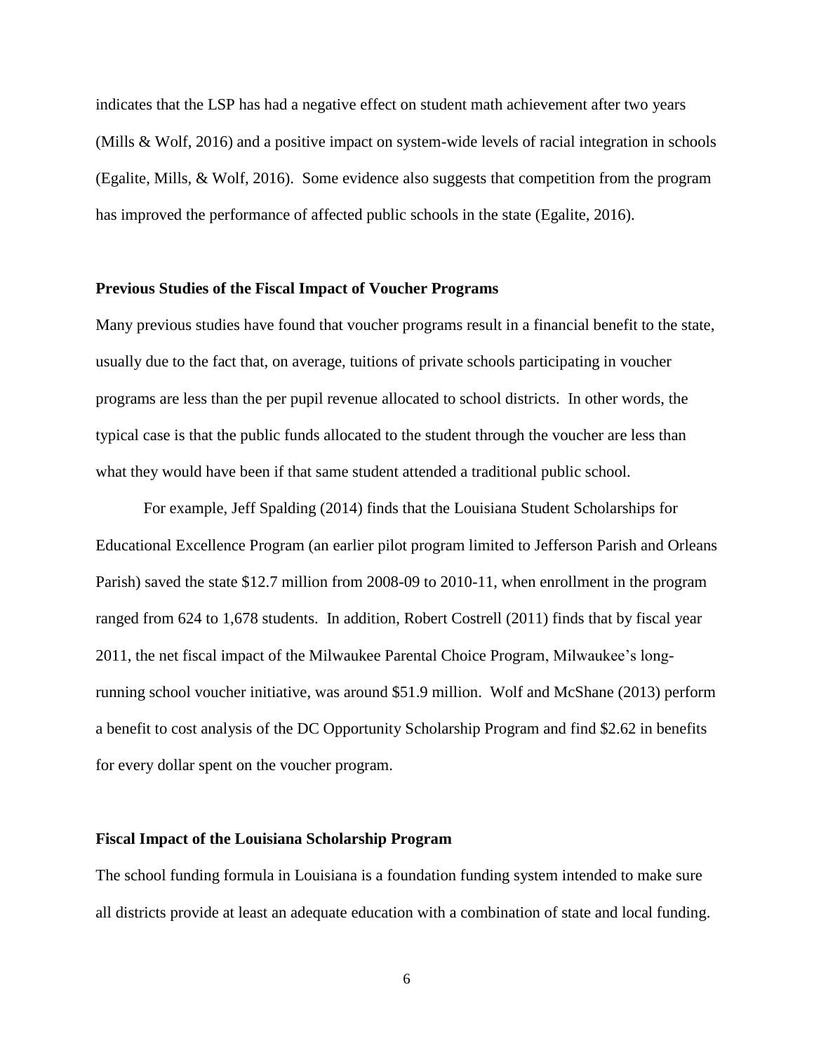indicates that the LSP has had a negative effect on student math achievement after two years (Mills & Wolf, 2016) and a positive impact on system-wide levels of racial integration in schools (Egalite, Mills, & Wolf, 2016). Some evidence also suggests that competition from the program has improved the performance of affected public schools in the state (Egalite, 2016).

### Previous Studies of the Fiscal Impact of Voucher Programs

Many previous studies have found that voucher programs result in a financial benefit to the state, usually due to the fact that, on average, tuitions of private schools participating in voucher programs are less than the per pupil revenue allocated to school districts. In other words, the typical case is that the public funds allocated to the student through the voucher are less than what they would have been if that same student attended a traditional public school.

For example, Jeff Spalding (2014) finds that the Louisiana Student Scholarships for Educational Excellence Program (an earlier pilot program limited to Jefferson Parish and Orleans Parish) saved the state $12.7 million from 2008-09 to 2010-11, when enrollment in the program ranged from 624 to 1,678 students. In addition, Robert Costrell (2011) finds that by fiscal year 2011, the net fiscal impact of the Milwaukee Parental Choice Program, Milwaukee's long-running school voucher initiative, was around $51.9 million. Wolf and McShane (2013) perform a benefit to cost analysis of the DC Opportunity Scholarship Program and find $2.62 in benefits for every dollar spent on the voucher program.

### Fiscal Impact of the Louisiana Scholarship Program

The school funding formula in Louisiana is a foundation funding system intended to make sure all districts provide at least an adequate education with a combination of state and local funding.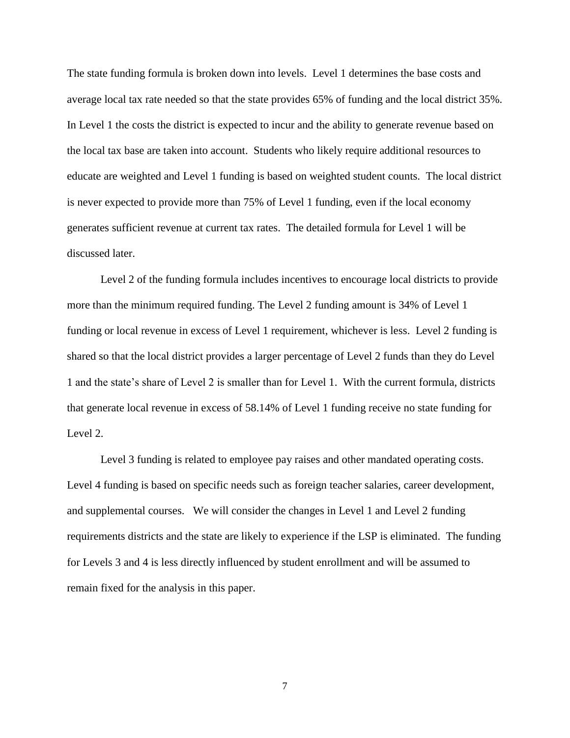The state funding formula is broken down into levels. Level 1 determines the base costs and average local tax rate needed so that the state provides 65% of funding and the local district 35%. In Level 1 the costs the district is expected to incur and the ability to generate revenue based on the local tax base are taken into account. Students who likely require additional resources to educate are weighted and Level 1 funding is based on weighted student counts. The local district is never expected to provide more than 75% of Level 1 funding, even if the local economy generates sufficient revenue at current tax rates. The detailed formula for Level 1 will be discussed later.

Level 2 of the funding formula includes incentives to encourage local districts to provide more than the minimum required funding. The Level 2 funding amount is 34% of Level 1 funding or local revenue in excess of Level 1 requirement, whichever is less. Level 2 funding is shared so that the local district provides a larger percentage of Level 2 funds than they do Level 1 and the state's share of Level 2 is smaller than for Level 1. With the current formula, districts that generate local revenue in excess of 58.14% of Level 1 funding receive no state funding for Level 2.

Level 3 funding is related to employee pay raises and other mandated operating costs. Level 4 funding is based on specific needs such as foreign teacher salaries, career development, and supplemental courses. We will consider the changes in Level 1 and Level 2 funding requirements districts and the state are likely to experience if the LSP is eliminated. The funding for Levels 3 and 4 is less directly influenced by student enrollment and will be assumed to remain fixed for the analysis in this paper.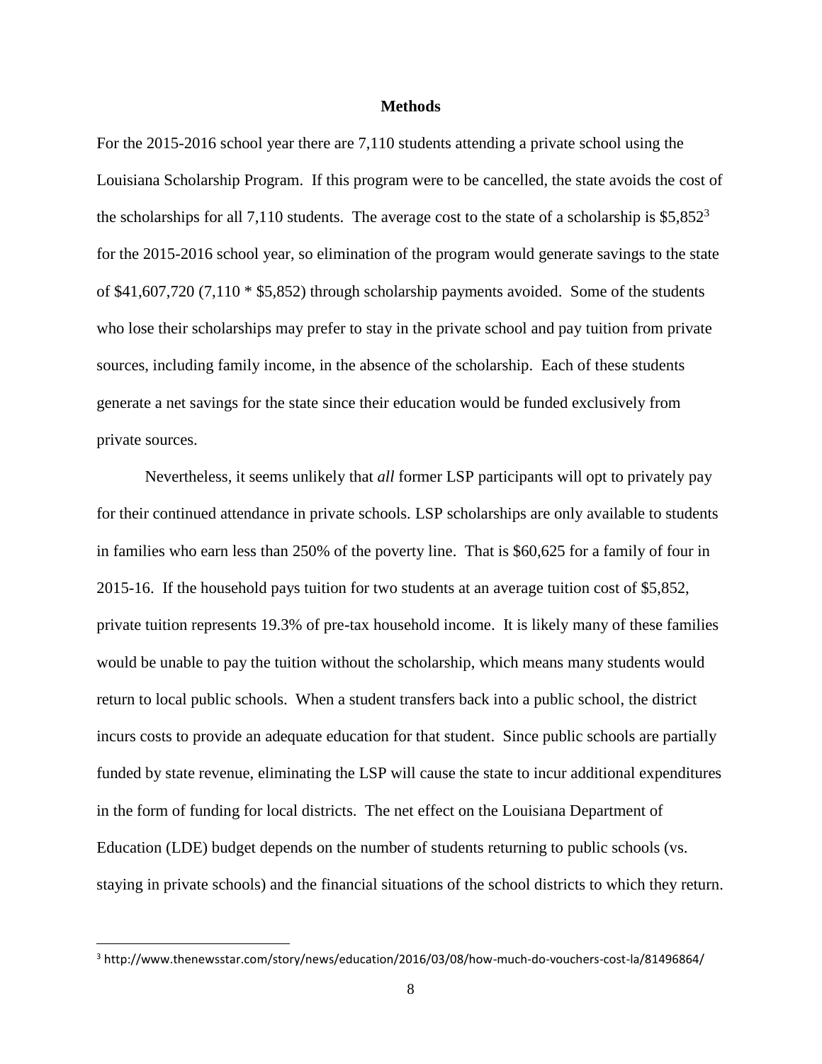## Methods

For the 2015-2016 school year there are 7,110 students attending a private school using the Louisiana Scholarship Program. If this program were to be cancelled, the state avoids the cost of the scholarships for all 7,110 students. The average cost to the state of a scholarship is $5,852[3] for the 2015-2016 school year, so elimination of the program would generate savings to the state of $41,607,720 (7,110 * $5,852) through scholarship payments avoided. Some of the students who lose their scholarships may prefer to stay in the private school and pay tuition from private sources, including family income, in the absence of the scholarship. Each of these students generate a net savings for the state since their education would be funded exclusively from private sources.

Nevertheless, it seems unlikely that *all* former LSP participants will opt to privately pay for their continued attendance in private schools. LSP scholarships are only available to students in families who earn less than 250% of the poverty line. That is $60,625 for a family of four in 2015-16. If the household pays tuition for two students at an average tuition cost of $5,852, private tuition represents 19.3% of pre-tax household income. It is likely many of these families would be unable to pay the tuition without the scholarship, which means many students would return to local public schools. When a student transfers back into a public school, the district incurs costs to provide an adequate education for that student. Since public schools are partially funded by state revenue, eliminating the LSP will cause the state to incur additional expenditures in the form of funding for local districts. The net effect on the Louisiana Department of Education (LDE) budget depends on the number of students returning to public schools (vs. staying in private schools) and the financial situations of the school districts to which they return.

[3] http://www.thenewsstar.com/story/news/education/2016/03/08/how-much-do-vouchers-cost-la/81496864/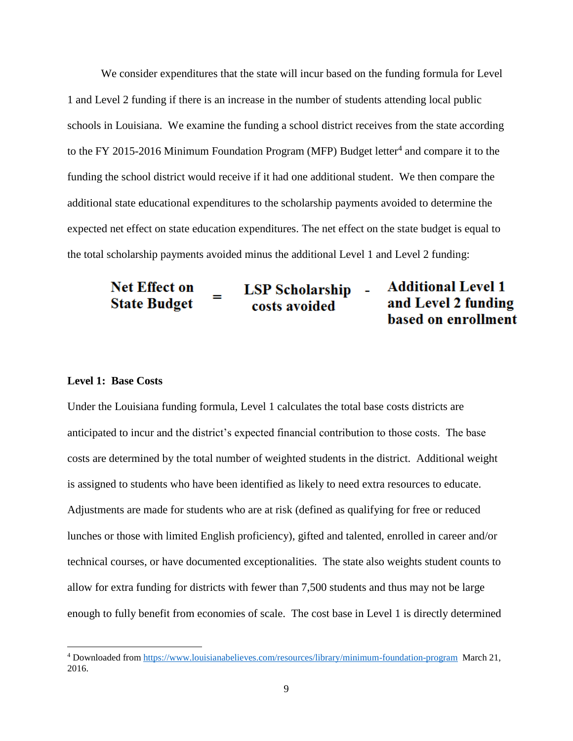We consider expenditures that the state will incur based on the funding formula for Level 1 and Level 2 funding if there is an increase in the number of students attending local public schools in Louisiana. We examine the funding a school district receives from the state according to the FY 2015-2016 Minimum Foundation Program (MFP) Budget letter[4] and compare it to the funding the school district would receive if it had one additional student. We then compare the additional state educational expenditures to the scholarship payments avoided to determine the expected net effect on state education expenditures. The net effect on the state budget is equal to the total scholarship payments avoided minus the additional Level 1 and Level 2 funding:

$$\textbf{Net Effect on State Budget} = \textbf{LSP Scholarship costs avoided} - \textbf{Additional Level 1 and Level 2 funding based on enrollment}$$

**Level 1: Base Costs**

Under the Louisiana funding formula, Level 1 calculates the total base costs districts are anticipated to incur and the district's expected financial contribution to those costs. The base costs are determined by the total number of weighted students in the district. Additional weight is assigned to students who have been identified as likely to need extra resources to educate. Adjustments are made for students who are at risk (defined as qualifying for free or reduced lunches or those with limited English proficiency), gifted and talented, enrolled in career and/or technical courses, or have documented exceptionalities. The state also weights student counts to allow for extra funding for districts with fewer than 7,500 students and thus may not be large enough to fully benefit from economies of scale. The cost base in Level 1 is directly determined

[4] Downloaded from https://www.louisianabelieves.com/resources/library/minimum-foundation-program March 21, 2016.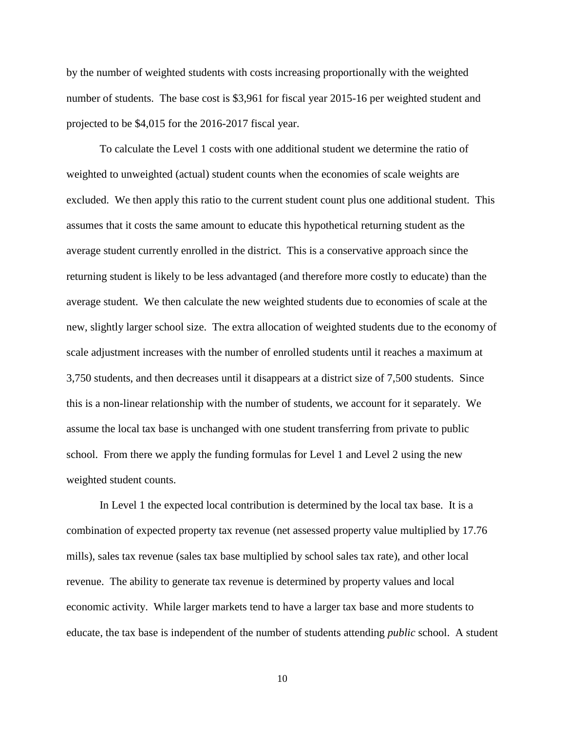by the number of weighted students with costs increasing proportionally with the weighted number of students. The base cost is $3,961 for fiscal year 2015-16 per weighted student and projected to be $4,015 for the 2016-2017 fiscal year.

To calculate the Level 1 costs with one additional student we determine the ratio of weighted to unweighted (actual) student counts when the economies of scale weights are excluded. We then apply this ratio to the current student count plus one additional student. This assumes that it costs the same amount to educate this hypothetical returning student as the average student currently enrolled in the district. This is a conservative approach since the returning student is likely to be less advantaged (and therefore more costly to educate) than the average student. We then calculate the new weighted students due to economies of scale at the new, slightly larger school size. The extra allocation of weighted students due to the economy of scale adjustment increases with the number of enrolled students until it reaches a maximum at 3,750 students, and then decreases until it disappears at a district size of 7,500 students. Since this is a non-linear relationship with the number of students, we account for it separately. We assume the local tax base is unchanged with one student transferring from private to public school. From there we apply the funding formulas for Level 1 and Level 2 using the new weighted student counts.

In Level 1 the expected local contribution is determined by the local tax base. It is a combination of expected property tax revenue (net assessed property value multiplied by 17.76 mills), sales tax revenue (sales tax base multiplied by school sales tax rate), and other local revenue. The ability to generate tax revenue is determined by property values and local economic activity. While larger markets tend to have a larger tax base and more students to educate, the tax base is independent of the number of students attending *public* school. A student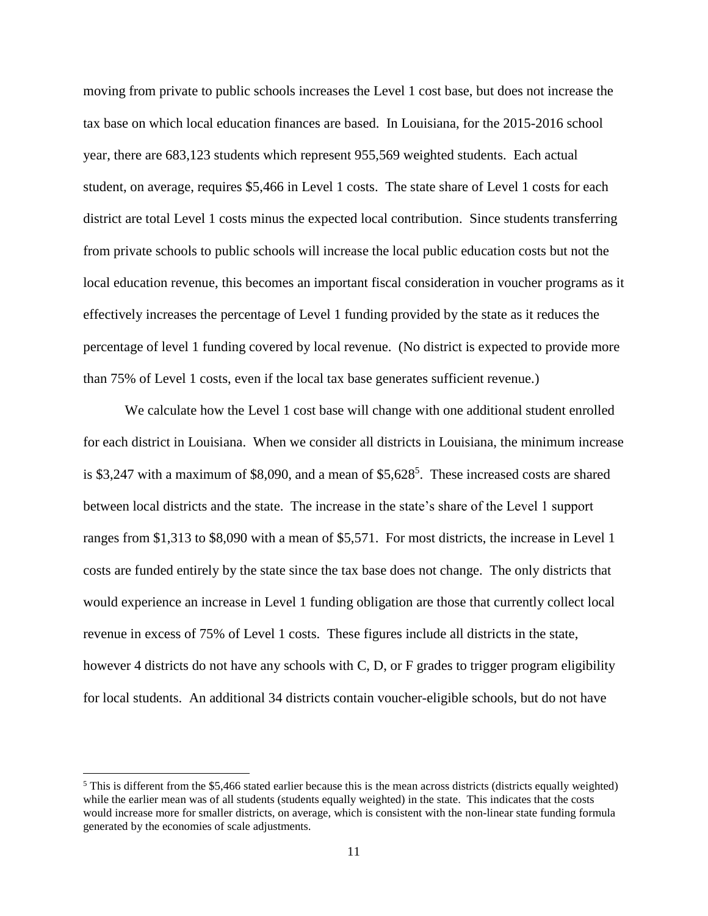moving from private to public schools increases the Level 1 cost base, but does not increase the tax base on which local education finances are based. In Louisiana, for the 2015-2016 school year, there are 683,123 students which represent 955,569 weighted students. Each actual student, on average, requires $5,466 in Level 1 costs. The state share of Level 1 costs for each district are total Level 1 costs minus the expected local contribution. Since students transferring from private schools to public schools will increase the local public education costs but not the local education revenue, this becomes an important fiscal consideration in voucher programs as it effectively increases the percentage of Level 1 funding provided by the state as it reduces the percentage of level 1 funding covered by local revenue. (No district is expected to provide more than 75% of Level 1 costs, even if the local tax base generates sufficient revenue.)

We calculate how the Level 1 cost base will change with one additional student enrolled for each district in Louisiana. When we consider all districts in Louisiana, the minimum increase is $3,247 with a maximum of $8,090, and a mean of $5,628[5]. These increased costs are shared between local districts and the state. The increase in the state's share of the Level 1 support ranges from $1,313 to $8,090 with a mean of $5,571. For most districts, the increase in Level 1 costs are funded entirely by the state since the tax base does not change. The only districts that would experience an increase in Level 1 funding obligation are those that currently collect local revenue in excess of 75% of Level 1 costs. These figures include all districts in the state, however 4 districts do not have any schools with C, D, or F grades to trigger program eligibility for local students. An additional 34 districts contain voucher-eligible schools, but do not have

[5] This is different from the $5,466 stated earlier because this is the mean across districts (districts equally weighted) while the earlier mean was of all students (students equally weighted) in the state. This indicates that the costs would increase more for smaller districts, on average, which is consistent with the non-linear state funding formula generated by the economies of scale adjustments.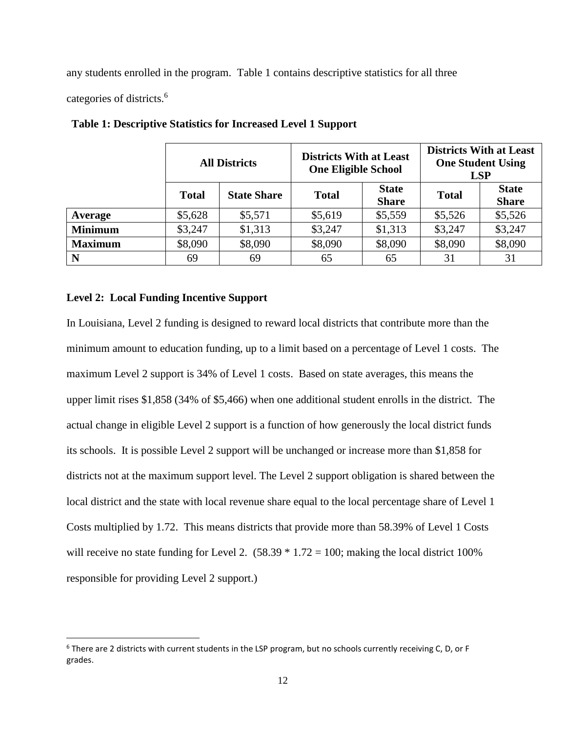any students enrolled in the program. Table 1 contains descriptive statistics for all three categories of districts.[6]

**Table 1: Descriptive Statistics for Increased Level 1 Support**

| | All Districts | | Districts With at Least One Eligible School | | Districts With at Least One Student Using LSP | |
|---|---|---|---|---|---|---|
| | **Total** | **State Share** | **Total** | **State Share** | **Total** | **State Share** |
| **Average** | $5,628 | $5,571 | $5,619 | $5,559 | $5,526 | $5,526 |
| **Minimum** | $3,247 | $1,313 | $3,247 | $1,313 | $3,247 | $3,247 |
| **Maximum** | $8,090 | $8,090 | $8,090 | $8,090 | $8,090 | $8,090 |
| **N** | 69 | 69 | 65 | 65 | 31 | 31 |

**Level 2: Local Funding Incentive Support**

In Louisiana, Level 2 funding is designed to reward local districts that contribute more than the minimum amount to education funding, up to a limit based on a percentage of Level 1 costs. The maximum Level 2 support is 34% of Level 1 costs. Based on state averages, this means the upper limit rises $1,858 (34% of $5,466) when one additional student enrolls in the district. The actual change in eligible Level 2 support is a function of how generously the local district funds its schools. It is possible Level 2 support will be unchanged or increase more than $1,858 for districts not at the maximum support level. The Level 2 support obligation is shared between the local district and the state with local revenue share equal to the local percentage share of Level 1 Costs multiplied by 1.72. This means districts that provide more than 58.39% of Level 1 Costs will receive no state funding for Level 2. ($58.39 * 1.72 = 100$; making the local district 100% responsible for providing Level 2 support.)

[6] There are 2 districts with current students in the LSP program, but no schools currently receiving C, D, or F grades.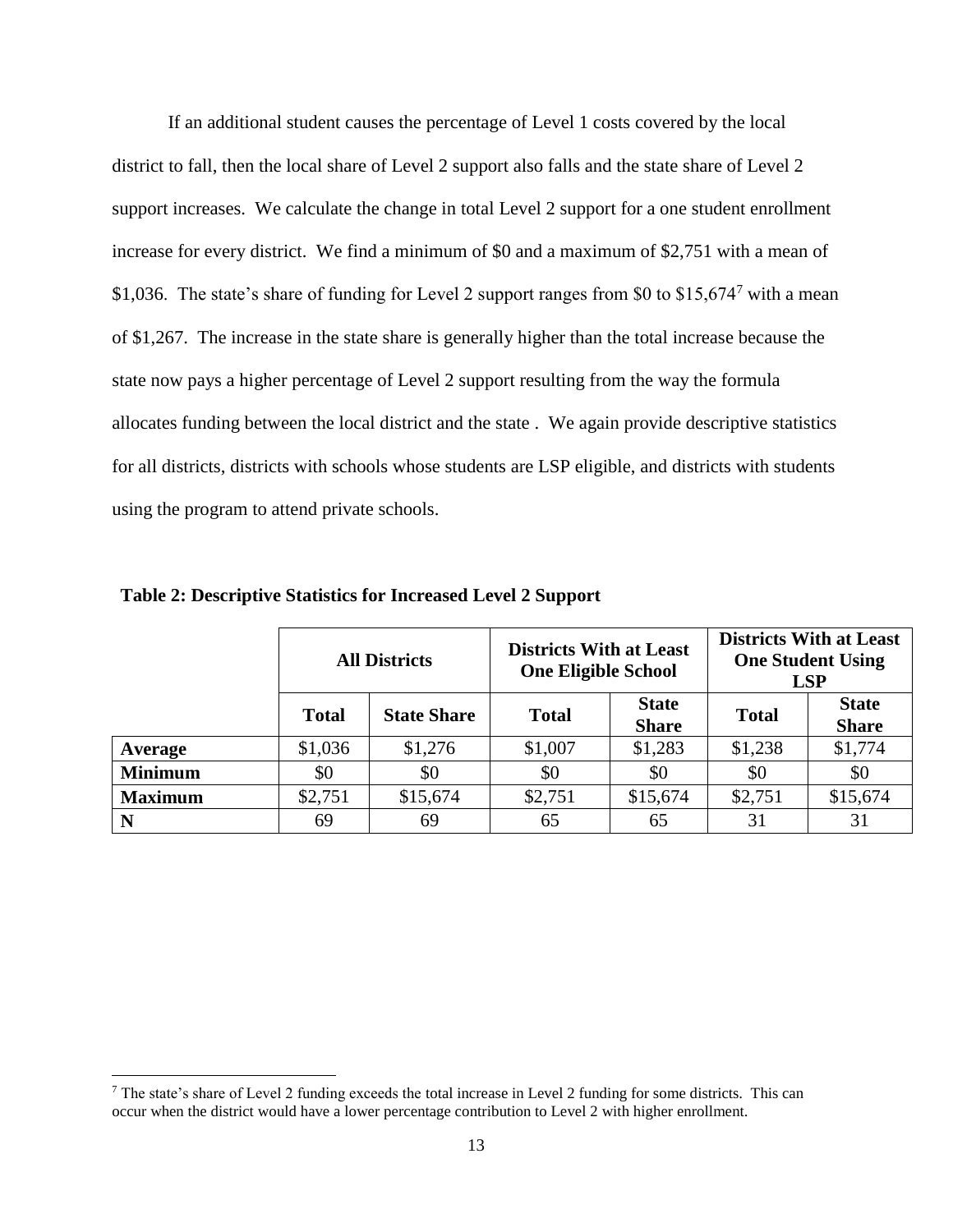If an additional student causes the percentage of Level 1 costs covered by the local district to fall, then the local share of Level 2 support also falls and the state share of Level 2 support increases. We calculate the change in total Level 2 support for a one student enrollment increase for every district. We find a minimum of \$0 and a maximum of \$2,751 with a mean of \$1,036. The state's share of funding for Level 2 support ranges from \$0 to \$15,674[7] with a mean of \$1,267. The increase in the state share is generally higher than the total increase because the state now pays a higher percentage of Level 2 support resulting from the way the formula allocates funding between the local district and the state . We again provide descriptive statistics for all districts, districts with schools whose students are LSP eligible, and districts with students using the program to attend private schools.

**Table 2: Descriptive Statistics for Increased Level 2 Support**

| | **All Districts** | | **Districts With at Least One Eligible School** | | **Districts With at Least One Student Using LSP** | |
|---|---|---|---|---|---|---|
| | **Total** | **State Share** | **Total** | **State Share** | **Total** | **State Share** |
| **Average** | \$1,036 | \$1,276 | \$1,007 | \$1,283 | \$1,238 | \$1,774 |
| **Minimum** | \$0 | \$0 | \$0 | \$0 | \$0 | \$0 |
| **Maximum** | \$2,751 | \$15,674 | \$2,751 | \$15,674 | \$2,751 | \$15,674 |
| **N** | 69 | 69 | 65 | 65 | 31 | 31 |

[7] The state's share of Level 2 funding exceeds the total increase in Level 2 funding for some districts. This can occur when the district would have a lower percentage contribution to Level 2 with higher enrollment.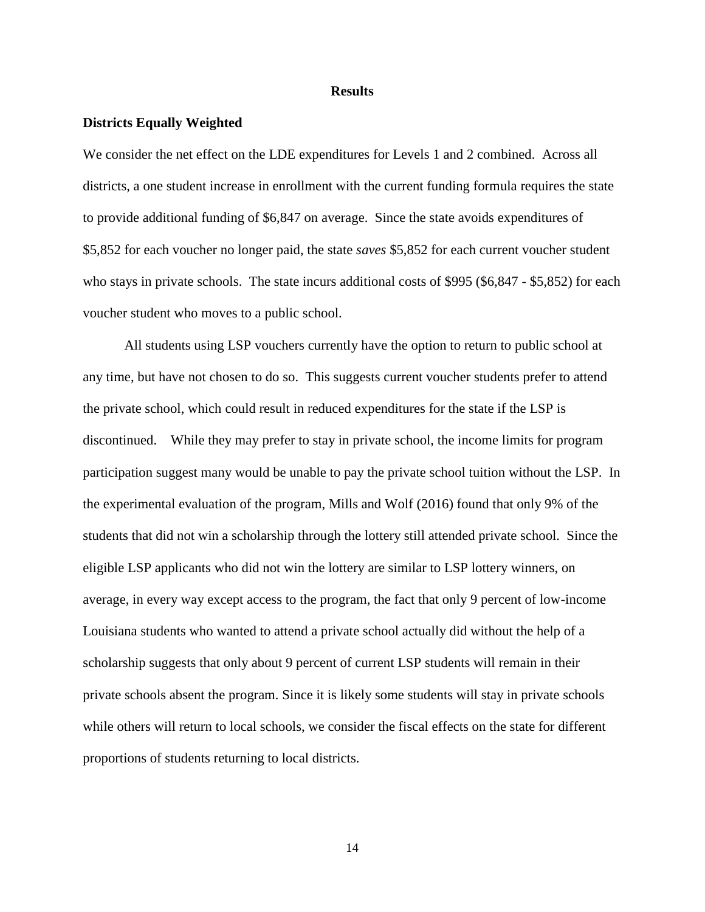## Results

### Districts Equally Weighted

We consider the net effect on the LDE expenditures for Levels 1 and 2 combined. Across all districts, a one student increase in enrollment with the current funding formula requires the state to provide additional funding of $6,847 on average. Since the state avoids expenditures of $5,852 for each voucher no longer paid, the state *saves* $5,852 for each current voucher student who stays in private schools. The state incurs additional costs of $995 ($6,847 - $5,852) for each voucher student who moves to a public school.

All students using LSP vouchers currently have the option to return to public school at any time, but have not chosen to do so. This suggests current voucher students prefer to attend the private school, which could result in reduced expenditures for the state if the LSP is discontinued. While they may prefer to stay in private school, the income limits for program participation suggest many would be unable to pay the private school tuition without the LSP. In the experimental evaluation of the program, Mills and Wolf (2016) found that only 9% of the students that did not win a scholarship through the lottery still attended private school. Since the eligible LSP applicants who did not win the lottery are similar to LSP lottery winners, on average, in every way except access to the program, the fact that only 9 percent of low-income Louisiana students who wanted to attend a private school actually did without the help of a scholarship suggests that only about 9 percent of current LSP students will remain in their private schools absent the program. Since it is likely some students will stay in private schools while others will return to local schools, we consider the fiscal effects on the state for different proportions of students returning to local districts.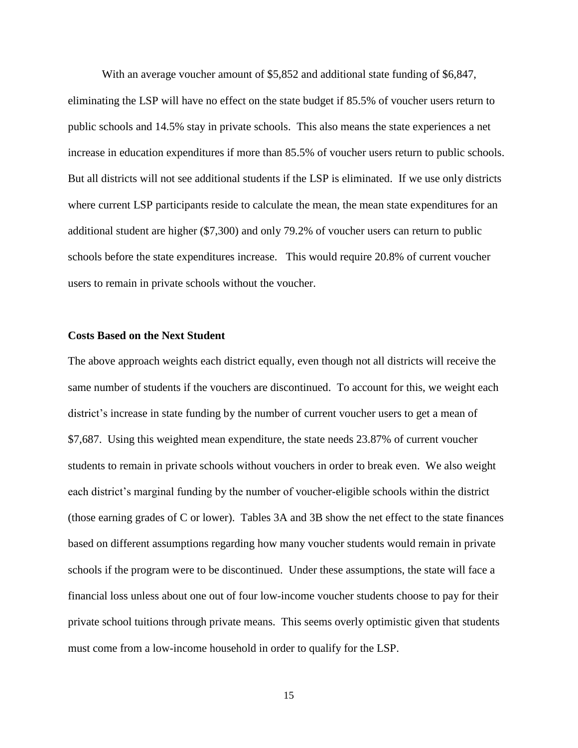With an average voucher amount of $5,852 and additional state funding of $6,847, eliminating the LSP will have no effect on the state budget if 85.5% of voucher users return to public schools and 14.5% stay in private schools. This also means the state experiences a net increase in education expenditures if more than 85.5% of voucher users return to public schools. But all districts will not see additional students if the LSP is eliminated. If we use only districts where current LSP participants reside to calculate the mean, the mean state expenditures for an additional student are higher ($7,300) and only 79.2% of voucher users can return to public schools before the state expenditures increase. This would require 20.8% of current voucher users to remain in private schools without the voucher.

### Costs Based on the Next Student

The above approach weights each district equally, even though not all districts will receive the same number of students if the vouchers are discontinued. To account for this, we weight each district's increase in state funding by the number of current voucher users to get a mean of $7,687. Using this weighted mean expenditure, the state needs 23.87% of current voucher students to remain in private schools without vouchers in order to break even. We also weight each district's marginal funding by the number of voucher-eligible schools within the district (those earning grades of C or lower). Tables 3A and 3B show the net effect to the state finances based on different assumptions regarding how many voucher students would remain in private schools if the program were to be discontinued. Under these assumptions, the state will face a financial loss unless about one out of four low-income voucher students choose to pay for their private school tuitions through private means. This seems overly optimistic given that students must come from a low-income household in order to qualify for the LSP.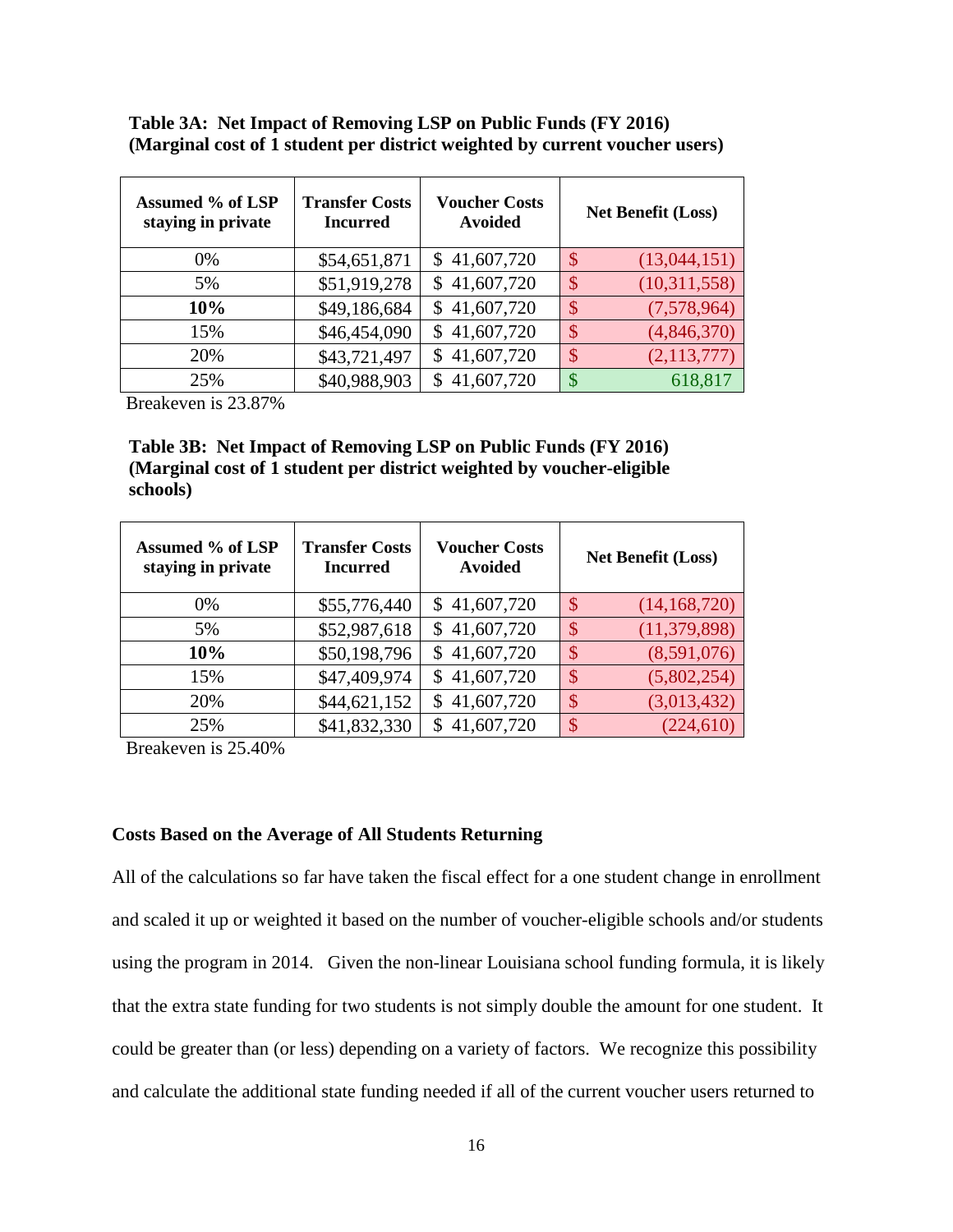**Table 3A: Net Impact of Removing LSP on Public Funds (FY 2016) (Marginal cost of 1 student per district weighted by current voucher users)**

| Assumed % of LSP staying in private | Transfer Costs Incurred | Voucher Costs Avoided | Net Benefit (Loss) |
|---|---|---|---|
| 0% | $54,651,871 | $ 41,607,720 | $ (13,044,151) |
| 5% | $51,919,278 | $ 41,607,720 | $ (10,311,558) |
| **10%** | $49,186,684 | $ 41,607,720 | $ (7,578,964) |
| 15% | $46,454,090 | $ 41,607,720 | $ (4,846,370) |
| 20% | $43,721,497 | $ 41,607,720 | $ (2,113,777) |
| 25% | $40,988,903 | $ 41,607,720 | $ 618,817 |

Breakeven is 23.87%

**Table 3B: Net Impact of Removing LSP on Public Funds (FY 2016) (Marginal cost of 1 student per district weighted by voucher-eligible schools)**

| Assumed % of LSP staying in private | Transfer Costs Incurred | Voucher Costs Avoided | Net Benefit (Loss) |
|---|---|---|---|
| 0% | $55,776,440 | $ 41,607,720 | $ (14,168,720) |
| 5% | $52,987,618 | $ 41,607,720 | $ (11,379,898) |
| **10%** | $50,198,796 | $ 41,607,720 | $ (8,591,076) |
| 15% | $47,409,974 | $ 41,607,720 | $ (5,802,254) |
| 20% | $44,621,152 | $ 41,607,720 | $ (3,013,432) |
| 25% | $41,832,330 | $ 41,607,720 | $ (224,610) |

Breakeven is 25.40%

**Costs Based on the Average of All Students Returning**

All of the calculations so far have taken the fiscal effect for a one student change in enrollment and scaled it up or weighted it based on the number of voucher-eligible schools and/or students using the program in 2014. Given the non-linear Louisiana school funding formula, it is likely that the extra state funding for two students is not simply double the amount for one student. It could be greater than (or less) depending on a variety of factors. We recognize this possibility and calculate the additional state funding needed if all of the current voucher users returned to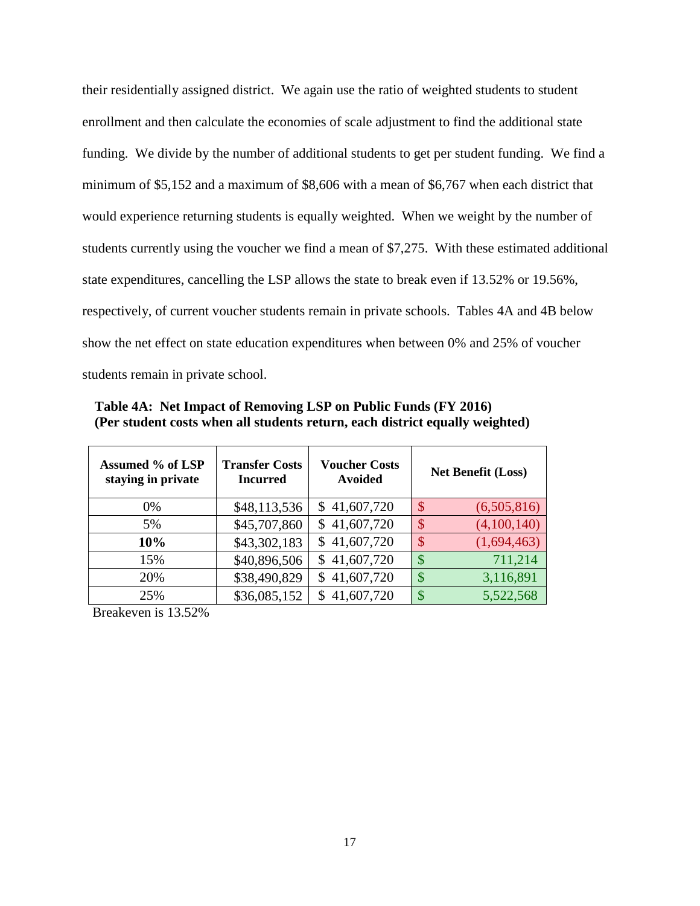their residentially assigned district. We again use the ratio of weighted students to student enrollment and then calculate the economies of scale adjustment to find the additional state funding. We divide by the number of additional students to get per student funding. We find a minimum of $5,152 and a maximum of $8,606 with a mean of $6,767 when each district that would experience returning students is equally weighted. When we weight by the number of students currently using the voucher we find a mean of $7,275. With these estimated additional state expenditures, cancelling the LSP allows the state to break even if 13.52% or 19.56%, respectively, of current voucher students remain in private schools. Tables 4A and 4B below show the net effect on state education expenditures when between 0% and 25% of voucher students remain in private school.

**Table 4A: Net Impact of Removing LSP on Public Funds (FY 2016)**
**(Per student costs when all students return, each district equally weighted)**

| Assumed % of LSP staying in private | Transfer Costs Incurred | Voucher Costs Avoided | Net Benefit (Loss) |
|---|---|---|---|
| 0% | $48,113,536 | $ 41,607,720 | $ (6,505,816) |
| 5% | $45,707,860 | $ 41,607,720 | $ (4,100,140) |
| **10%** | $43,302,183 | $ 41,607,720 | $ (1,694,463) |
| 15% | $40,896,506 | $ 41,607,720 | $ 711,214 |
| 20% | $38,490,829 | $ 41,607,720 | $ 3,116,891 |
| 25% | $36,085,152 | $ 41,607,720 | $ 5,522,568 |

Breakeven is 13.52%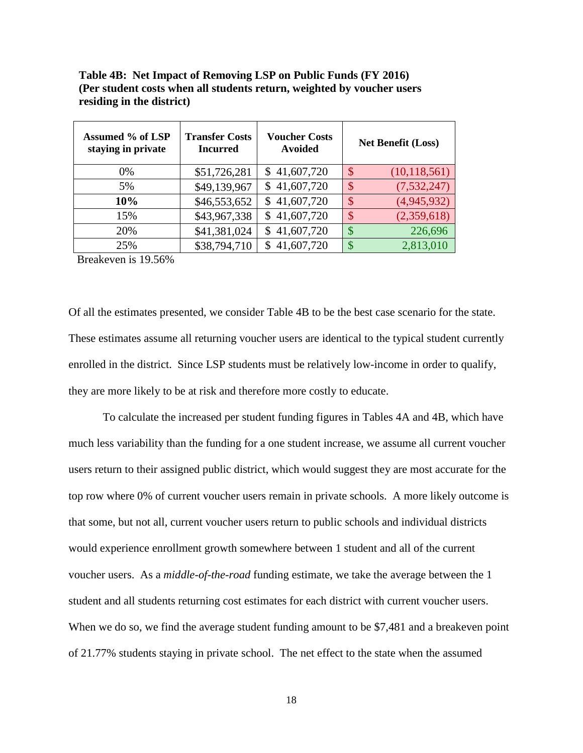**Table 4B: Net Impact of Removing LSP on Public Funds (FY 2016) (Per student costs when all students return, weighted by voucher users residing in the district)**

| Assumed % of LSP staying in private | Transfer Costs Incurred | Voucher Costs Avoided | Net Benefit (Loss) |
|---|---|---|---|
| 0% | $51,726,281 | $ 41,607,720 | $ (10,118,561) |
| 5% | $49,139,967 | $ 41,607,720 | $ (7,532,247) |
| **10%** | $46,553,652 | $ 41,607,720 | $ (4,945,932) |
| 15% | $43,967,338 | $ 41,607,720 | $ (2,359,618) |
| 20% | $41,381,024 | $ 41,607,720 | $ 226,696 |
| 25% | $38,794,710 | $ 41,607,720 | $ 2,813,010 |

Breakeven is 19.56%

Of all the estimates presented, we consider Table 4B to be the best case scenario for the state. These estimates assume all returning voucher users are identical to the typical student currently enrolled in the district. Since LSP students must be relatively low-income in order to qualify, they are more likely to be at risk and therefore more costly to educate.

To calculate the increased per student funding figures in Tables 4A and 4B, which have much less variability than the funding for a one student increase, we assume all current voucher users return to their assigned public district, which would suggest they are most accurate for the top row where 0% of current voucher users remain in private schools. A more likely outcome is that some, but not all, current voucher users return to public schools and individual districts would experience enrollment growth somewhere between 1 student and all of the current voucher users. As a *middle-of-the-road* funding estimate, we take the average between the 1 student and all students returning cost estimates for each district with current voucher users. When we do so, we find the average student funding amount to be $7,481 and a breakeven point of 21.77% students staying in private school. The net effect to the state when the assumed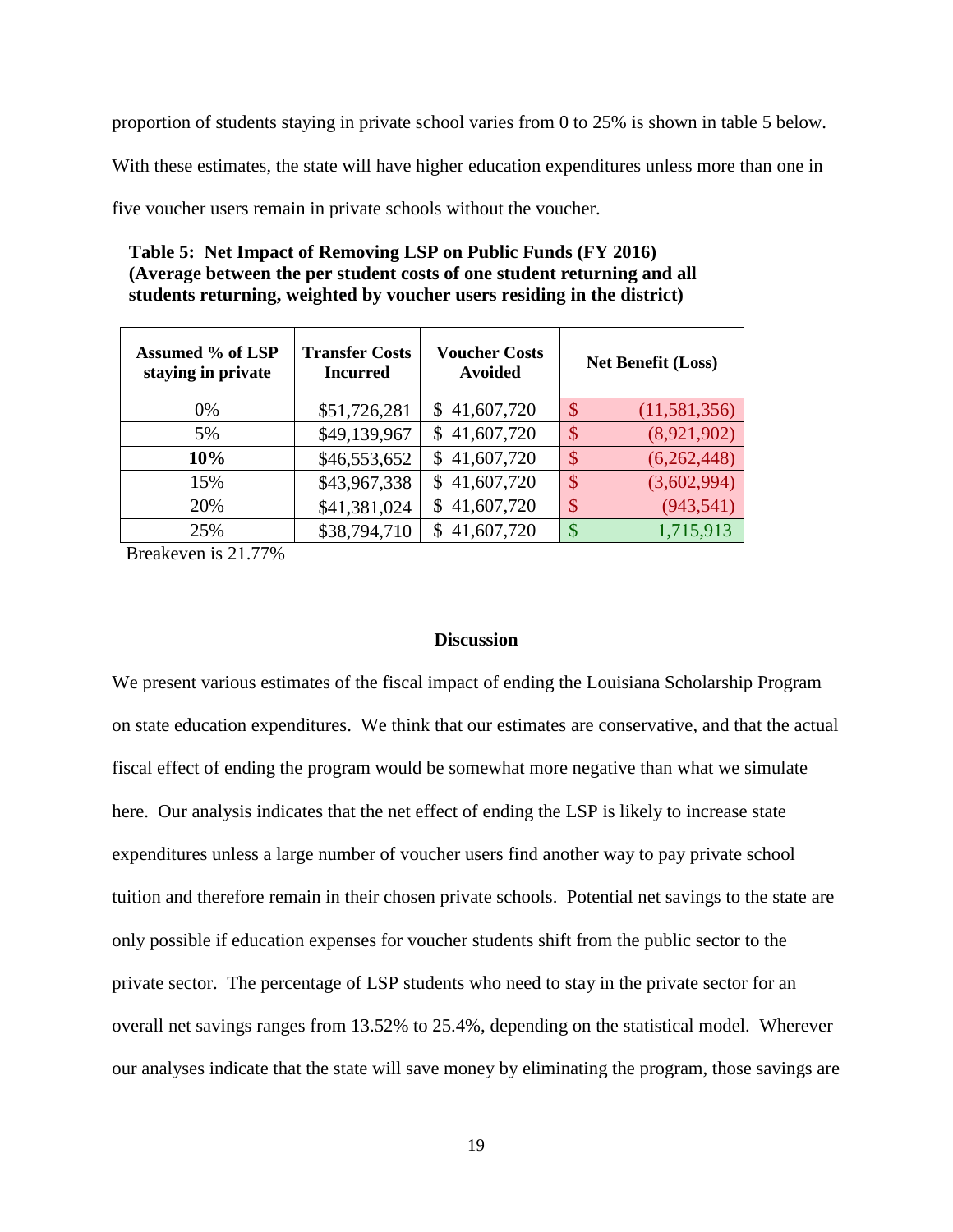proportion of students staying in private school varies from 0 to 25% is shown in table 5 below. With these estimates, the state will have higher education expenditures unless more than one in five voucher users remain in private schools without the voucher.

**Table 5: Net Impact of Removing LSP on Public Funds (FY 2016) (Average between the per student costs of one student returning and all students returning, weighted by voucher users residing in the district)**

| Assumed % of LSP staying in private | Transfer Costs Incurred | Voucher Costs Avoided | Net Benefit (Loss) |
|---|---|---|---|
| 0% | $51,726,281 | $ 41,607,720 | $ (11,581,356) |
| 5% | $49,139,967 | $ 41,607,720 | $ (8,921,902) |
| **10%** | $46,553,652 | $ 41,607,720 | $ (6,262,448) |
| 15% | $43,967,338 | $ 41,607,720 | $ (3,602,994) |
| 20% | $41,381,024 | $ 41,607,720 | $ (943,541) |
| 25% | $38,794,710 | $ 41,607,720 | $ 1,715,913 |

Breakeven is 21.77%

## Discussion

We present various estimates of the fiscal impact of ending the Louisiana Scholarship Program on state education expenditures. We think that our estimates are conservative, and that the actual fiscal effect of ending the program would be somewhat more negative than what we simulate here. Our analysis indicates that the net effect of ending the LSP is likely to increase state expenditures unless a large number of voucher users find another way to pay private school tuition and therefore remain in their chosen private schools. Potential net savings to the state are only possible if education expenses for voucher students shift from the public sector to the private sector. The percentage of LSP students who need to stay in the private sector for an overall net savings ranges from 13.52% to 25.4%, depending on the statistical model. Wherever our analyses indicate that the state will save money by eliminating the program, those savings are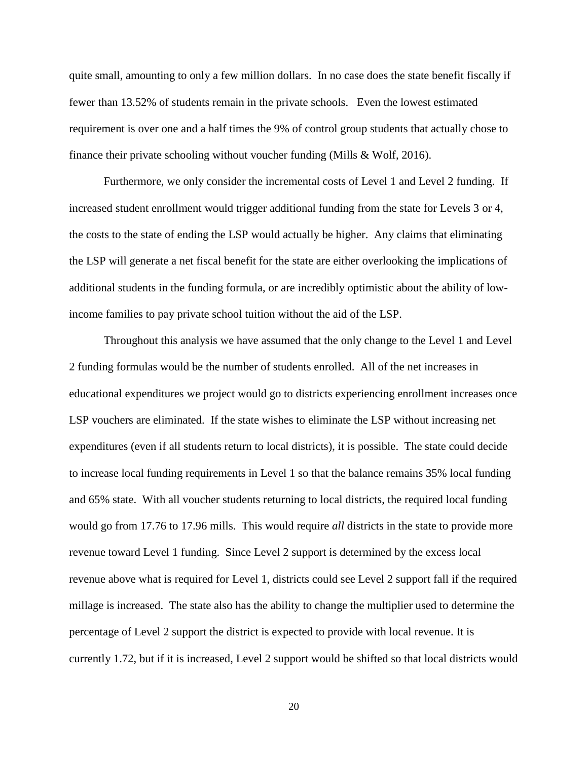quite small, amounting to only a few million dollars. In no case does the state benefit fiscally if fewer than 13.52% of students remain in the private schools. Even the lowest estimated requirement is over one and a half times the 9% of control group students that actually chose to finance their private schooling without voucher funding (Mills & Wolf, 2016).

Furthermore, we only consider the incremental costs of Level 1 and Level 2 funding. If increased student enrollment would trigger additional funding from the state for Levels 3 or 4, the costs to the state of ending the LSP would actually be higher. Any claims that eliminating the LSP will generate a net fiscal benefit for the state are either overlooking the implications of additional students in the funding formula, or are incredibly optimistic about the ability of low-income families to pay private school tuition without the aid of the LSP.

Throughout this analysis we have assumed that the only change to the Level 1 and Level 2 funding formulas would be the number of students enrolled. All of the net increases in educational expenditures we project would go to districts experiencing enrollment increases once LSP vouchers are eliminated. If the state wishes to eliminate the LSP without increasing net expenditures (even if all students return to local districts), it is possible. The state could decide to increase local funding requirements in Level 1 so that the balance remains 35% local funding and 65% state. With all voucher students returning to local districts, the required local funding would go from 17.76 to 17.96 mills. This would require *all* districts in the state to provide more revenue toward Level 1 funding. Since Level 2 support is determined by the excess local revenue above what is required for Level 1, districts could see Level 2 support fall if the required millage is increased. The state also has the ability to change the multiplier used to determine the percentage of Level 2 support the district is expected to provide with local revenue. It is currently 1.72, but if it is increased, Level 2 support would be shifted so that local districts would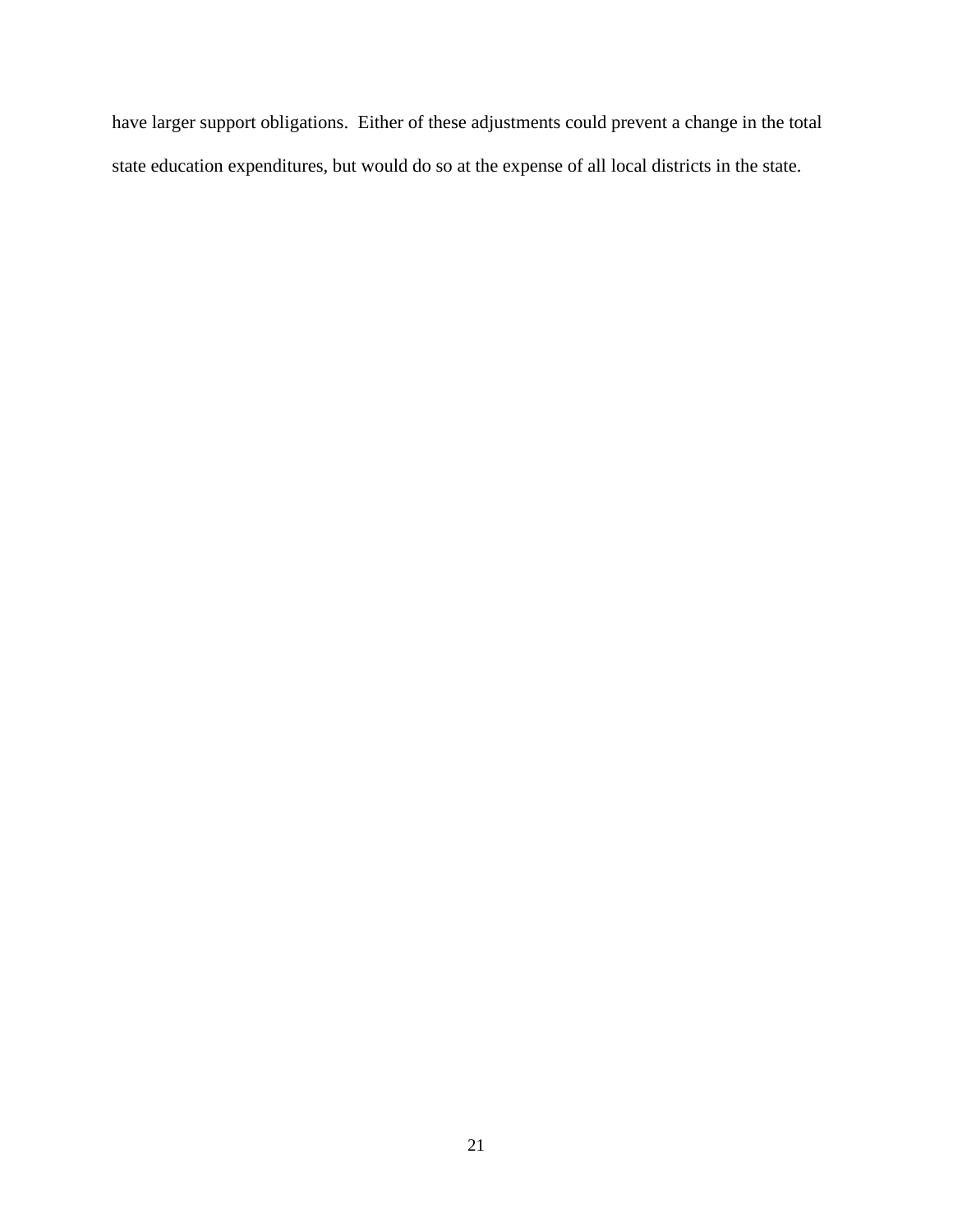have larger support obligations. Either of these adjustments could prevent a change in the total state education expenditures, but would do so at the expense of all local districts in the state.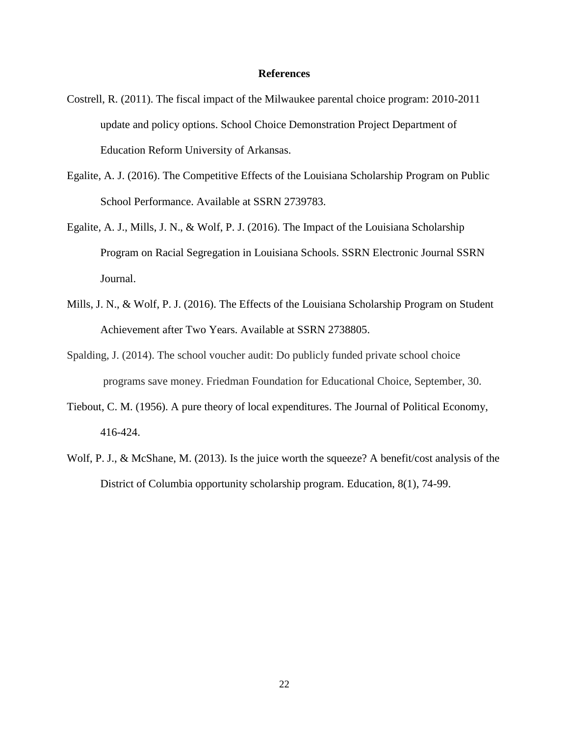## References

Costrell, R. (2011). The fiscal impact of the Milwaukee parental choice program: 2010-2011 update and policy options. School Choice Demonstration Project Department of Education Reform University of Arkansas.

Egalite, A. J. (2016). The Competitive Effects of the Louisiana Scholarship Program on Public School Performance. Available at SSRN 2739783.

Egalite, A. J., Mills, J. N., & Wolf, P. J. (2016). The Impact of the Louisiana Scholarship Program on Racial Segregation in Louisiana Schools. SSRN Electronic Journal SSRN Journal.

Mills, J. N., & Wolf, P. J. (2016). The Effects of the Louisiana Scholarship Program on Student Achievement after Two Years. Available at SSRN 2738805.

Spalding, J. (2014). The school voucher audit: Do publicly funded private school choice programs save money. Friedman Foundation for Educational Choice, September, 30.

Tiebout, C. M. (1956). A pure theory of local expenditures. The Journal of Political Economy, 416-424.

Wolf, P. J., & McShane, M. (2013). Is the juice worth the squeeze? A benefit/cost analysis of the District of Columbia opportunity scholarship program. Education, 8(1), 74-99.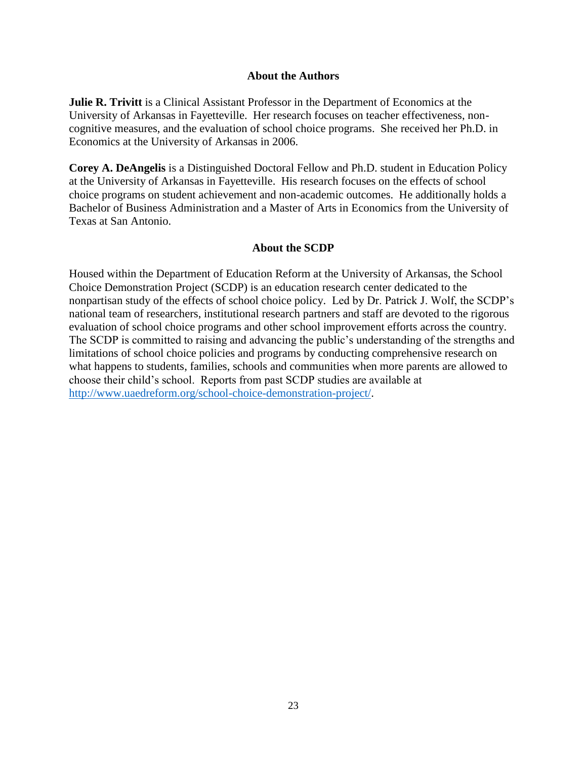## About the Authors

**Julie R. Trivitt** is a Clinical Assistant Professor in the Department of Economics at the University of Arkansas in Fayetteville. Her research focuses on teacher effectiveness, non-cognitive measures, and the evaluation of school choice programs. She received her Ph.D. in Economics at the University of Arkansas in 2006.

**Corey A. DeAngelis** is a Distinguished Doctoral Fellow and Ph.D. student in Education Policy at the University of Arkansas in Fayetteville. His research focuses on the effects of school choice programs on student achievement and non-academic outcomes. He additionally holds a Bachelor of Business Administration and a Master of Arts in Economics from the University of Texas at San Antonio.

## About the SCDP

Housed within the Department of Education Reform at the University of Arkansas, the School Choice Demonstration Project (SCDP) is an education research center dedicated to the nonpartisan study of the effects of school choice policy. Led by Dr. Patrick J. Wolf, the SCDP's national team of researchers, institutional research partners and staff are devoted to the rigorous evaluation of school choice programs and other school improvement efforts across the country. The SCDP is committed to raising and advancing the public's understanding of the strengths and limitations of school choice policies and programs by conducting comprehensive research on what happens to students, families, schools and communities when more parents are allowed to choose their child's school. Reports from past SCDP studies are available at http://www.uaedreform.org/school-choice-demonstration-project/.